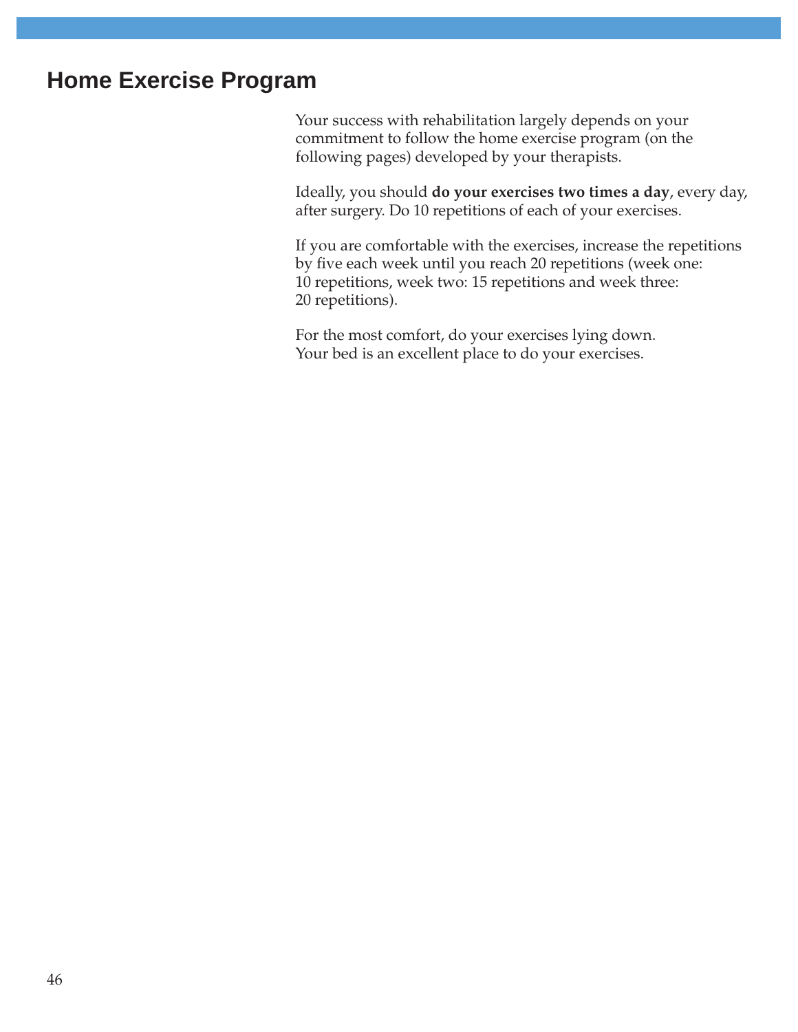# Home Exercise Program

Your success with rehabilitation largely depends on your commitment to follow the home exercise program (on the following pages) developed by your therapists.

Ideally, you should **do your exercises two times a day**, every day, after surgery. Do 10 repetitions of each of your exercises.

If you are comfortable with the exercises, increase the repetitions by five each week until you reach 20 repetitions (week one: 10 repetitions, week two: 15 repetitions and week three: 20 repetitions).

For the most comfort, do your exercises lying down. Your bed is an excellent place to do your exercises.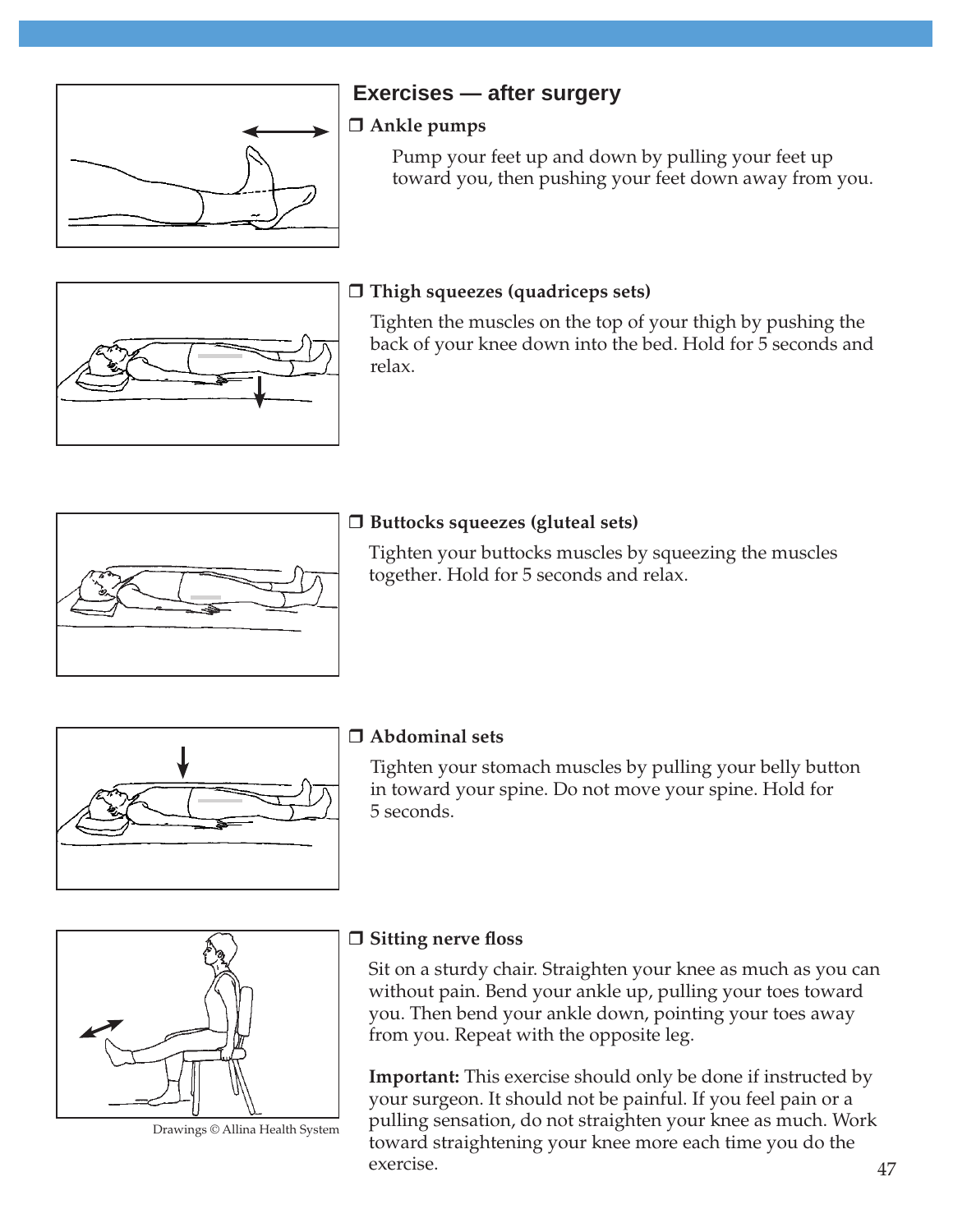## Exercises — after surgery

❒ **Ankle pumps**

Pump your feet up and down by pulling your feet up toward you, then pushing your feet down away from you.

❒ **Thigh squeezes (quadriceps sets)**

Tighten the muscles on the top of your thigh by pushing the back of your knee down into the bed. Hold for 5 seconds and relax.

❒ **Buttocks squeezes (gluteal sets)**

Tighten your buttocks muscles by squeezing the muscles together. Hold for 5 seconds and relax.

❒ **Abdominal sets**

Tighten your stomach muscles by pulling your belly button in toward your spine. Do not move your spine. Hold for 5 seconds.

❒ **Sitting nerve floss**

Sit on a sturdy chair. Straighten your knee as much as you can without pain. Bend your ankle up, pulling your toes toward you. Then bend your ankle down, pointing your toes away from you. Repeat with the opposite leg.

**Important:** This exercise should only be done if instructed by your surgeon. It should not be painful. If you feel pain or a pulling sensation, do not straighten your knee as much. Work toward straightening your knee more each time you do the exercise.

Drawings © Allina Health System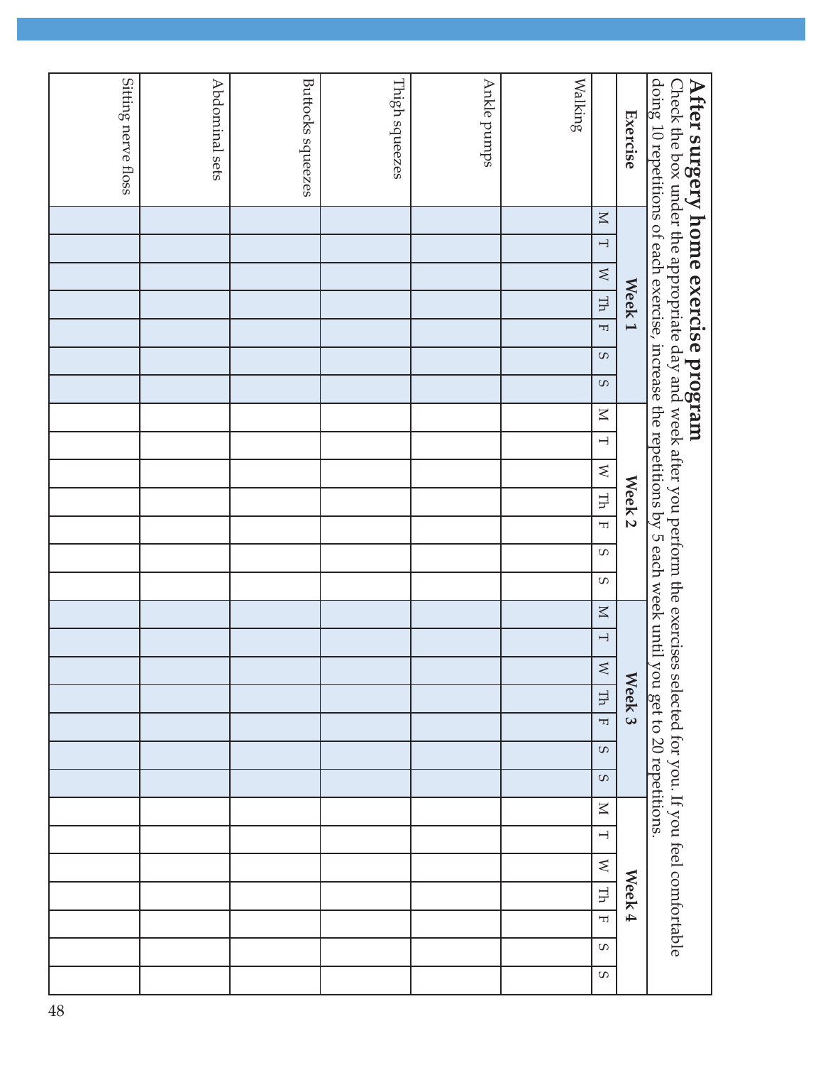## After surgery home exercise program

Check the box under the appropriate day and week after you perform the exercises selected for you. If you feel comfortable doing 10 repetitions of each exercise, increase the repetitions by 5 each week until you get to 20 repetitions.

| Exercise | Week 1 | | | | | | | Week 2 | | | | | | | Week 3 | | | | | | | Week 4 | | | | | | |
|---|---|---|---|---|---|---|---|---|---|---|---|---|---|---|---|---|---|---|---|---|---|---|---|---|---|---|---|---|
| | M | T | W | Th | F | S | S | M | T | W | Th | F | S | S | M | T | W | Th | F | S | S | M | T | W | Th | F | S | S |
| Walking | | | | | | | | | | | | | | | | | | | | | | | | | | | | |
| Ankle pumps | | | | | | | | | | | | | | | | | | | | | | | | | | | | |
| Thigh squeezes | | | | | | | | | | | | | | | | | | | | | | | | | | | | |
| Buttocks squeezes | | | | | | | | | | | | | | | | | | | | | | | | | | | | |
| Abdominal sets | | | | | | | | | | | | | | | | | | | | | | | | | | | | |
| Sitting nerve floss | | | | | | | | | | | | | | | | | | | | | | | | | | | | |